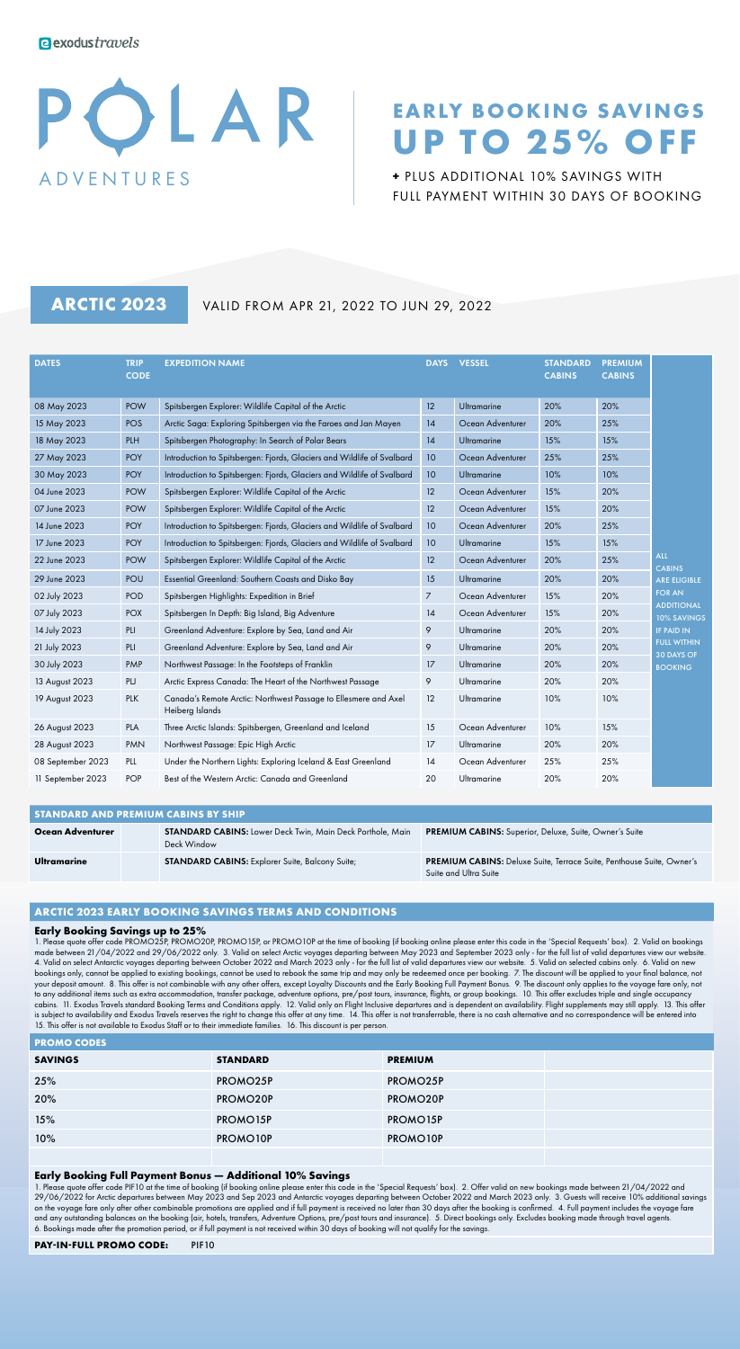exodus*travels*

# POLAR ADVENTURES

## EARLY BOOKING SAVINGS UP TO 25% OFF

**+** PLUS ADDITIONAL 10% SAVINGS WITH FULL PAYMENT WITHIN 30 DAYS OF BOOKING

## ARCTIC 2023

VALID FROM APR 21, 2022 TO JUN 29, 2022

| DATES | TRIP CODE | EXPEDITION NAME | DAYS | VESSEL | STANDARD CABINS | PREMIUM CABINS |
|---|---|---|---|---|---|---|
| 08 May 2023 | POW | Spitsbergen Explorer: Wildlife Capital of the Arctic | 12 | Ultramarine | 20% | 20% |
| 15 May 2023 | POS | Arctic Saga: Exploring Spitsbergen via the Faroes and Jan Mayen | 14 | Ocean Adventurer | 20% | 25% |
| 18 May 2023 | PLH | Spitsbergen Photography: In Search of Polar Bears | 14 | Ultramarine | 15% | 15% |
| 27 May 2023 | POY | Introduction to Spitsbergen: Fjords, Glaciers and Wildlife of Svalbard | 10 | Ocean Adventurer | 25% | 25% |
| 30 May 2023 | POY | Introduction to Spitsbergen: Fjords, Glaciers and Wildlife of Svalbard | 10 | Ultramarine | 10% | 10% |
| 04 June 2023 | POW | Spitsbergen Explorer: Wildlife Capital of the Arctic | 12 | Ocean Adventurer | 15% | 20% |
| 07 June 2023 | POW | Spitsbergen Explorer: Wildlife Capital of the Arctic | 12 | Ultramarine | 15% | 20% |
| 14 June 2023 | POY | Introduction to Spitsbergen: Fjords, Glaciers and Wildlife of Svalbard | 10 | Ocean Adventurer | 20% | 25% |
| 17 June 2023 | POY | Introduction to Spitsbergen: Fjords, Glaciers and Wildlife of Svalbard | 10 | Ultramarine | 15% | 15% |
| 22 June 2023 | POW | Spitsbergen Explorer: Wildlife Capital of the Arctic | 12 | Ocean Adventurer | 20% | 25% |
| 29 June 2023 | POU | Essential Greenland: Southern Coasts and Disko Bay | 15 | Ultramarine | 20% | 20% |
| 02 July 2023 | POD | Spitsbergen Highlights: Expedition in Brief | 7 | Ocean Adventurer | 15% | 20% |
| 07 July 2023 | POX | Spitsbergen In Depth: Big Island, Big Adventure | 14 | Ocean Adventurer | 15% | 20% |
| 14 July 2023 | PLI | Greenland Adventure: Explore by Sea, Land and Air | 9 | Ultramarine | 20% | 20% |
| 21 July 2023 | PLI | Greenland Adventure: Explore by Sea, Land and Air | 9 | Ultramarine | 20% | 20% |
| 30 July 2023 | PMP | Northwest Passage: In the Footsteps of Franklin | 17 | Ultramarine | 20% | 20% |
| 13 August 2023 | PLJ | Arctic Express Canada: The Heart of the Northwest Passage | 9 | Ultramarine | 20% | 20% |
| 19 August 2023 | PLK | Canada's Remote Arctic: Northwest Passage to Ellesmere and Axel Heiberg Islands | 12 | Ultramarine | 10% | 10% |
| 26 August 2023 | PLA | Three Arctic Islands: Spitsbergen, Greenland and Iceland | 15 | Ocean Adventurer | 10% | 15% |
| 28 August 2023 | PMN | Northwest Passage: Epic High Arctic | 17 | Ultramarine | 20% | 20% |
| 08 September 2023 | PLL | Under the Northern Lights: Exploring Iceland & East Greenland | 14 | Ocean Adventurer | 25% | 25% |
| 11 September 2023 | POP | Best of the Western Arctic: Canada and Greenland | 20 | Ultramarine | 20% | 20% |

ALL CABINS ARE ELIGIBLE FOR AN ADDITIONAL 10% SAVINGS IF PAID IN FULL WITHIN 30 DAYS OF BOOKING

### STANDARD AND PREMIUM CABINS BY SHIP

| Ship | Standard Cabins | Premium Cabins |
|---|---|---|
| **Ocean Adventurer** | **STANDARD CABINS:** Lower Deck Twin, Main Deck Porthole, Main Deck Window | **PREMIUM CABINS:** Superior, Deluxe, Suite, Owner's Suite |
| **Ultramarine** | **STANDARD CABINS:** Explorer Suite, Balcony Suite; | **PREMIUM CABINS:** Deluxe Suite, Terrace Suite, Penthouse Suite, Owner's Suite and Ultra Suite |

### ARCTIC 2023 EARLY BOOKING SAVINGS TERMS AND CONDITIONS

#### Early Booking Savings up to 25%

1. Please quote offer code PROMO25P, PROMO20P, PROMO15P, or PROMO10P at the time of booking (if booking online please enter this code in the 'Special Requests' box). 2. Valid on bookings made between 21/04/2022 and 29/06/2022 only. 3. Valid on select Arctic voyages departing between May 2023 and September 2023 only - for the full list of valid departures view our website. 4. Valid on select Antarctic voyages departing between October 2022 and March 2023 only - for the full list of valid departures view our website. 5. Valid on selected cabins only. 6. Valid on new bookings only, cannot be applied to existing bookings, cannot be used to rebook the same trip and may only be redeemed once per booking. 7. The discount will be applied to your final balance, not your deposit amount. 8. This offer is not combinable with any other offers, except Loyalty Discounts and the Early Booking Full Payment Bonus. 9. The discount only applies to the voyage fare only, not to any additional items such as extra accommodation, transfer package, adventure options, pre/post tours, insurance, flights, or group bookings. 10. This offer excludes triple and single occupancy cabins. 11. Exodus Travels standard Booking Terms and Conditions apply. 12. Valid only on Flight Inclusive departures and is dependent on availability. Flight supplements may still apply. 13. This offer is subject to availability and Exodus Travels reserves the right to change this offer at any time. 14. This offer is not transferrable, there is no cash alternative and no correspondence will be entered into 15. This offer is not available to Exodus Staff or to their immediate families. 16. This discount is per person.

### PROMO CODES

| SAVINGS | STANDARD | PREMIUM |
|---|---|---|
| 25% | PROMO25P | PROMO25P |
| 20% | PROMO20P | PROMO20P |
| 15% | PROMO15P | PROMO15P |
| 10% | PROMO10P | PROMO10P |

#### Early Booking Full Payment Bonus — Additional 10% Savings

1. Please quote offer code PIF10 at the time of booking (if booking online please enter this code in the 'Special Requests' box). 2. Offer valid on new bookings made between 21/04/2022 and 29/06/2022 for Arctic departures between May 2023 and Sep 2023 and Antarctic voyages departing between October 2022 and March 2023 only. 3. Guests will receive 10% additional savings on the voyage fare only after other combinable promotions are applied and if full payment is received no later than 30 days after the booking is confirmed. 4. Full payment includes the voyage fare and any outstanding balances on the booking (air, hotels, transfers, Adventure Options, pre/post tours and insurance). 5. Direct bookings only. Excludes booking made through travel agents. 6. Bookings made after the promotion period, or if full payment is not received within 30 days of booking will not qualify for the savings.

**PAY-IN-FULL PROMO CODE:** PIF10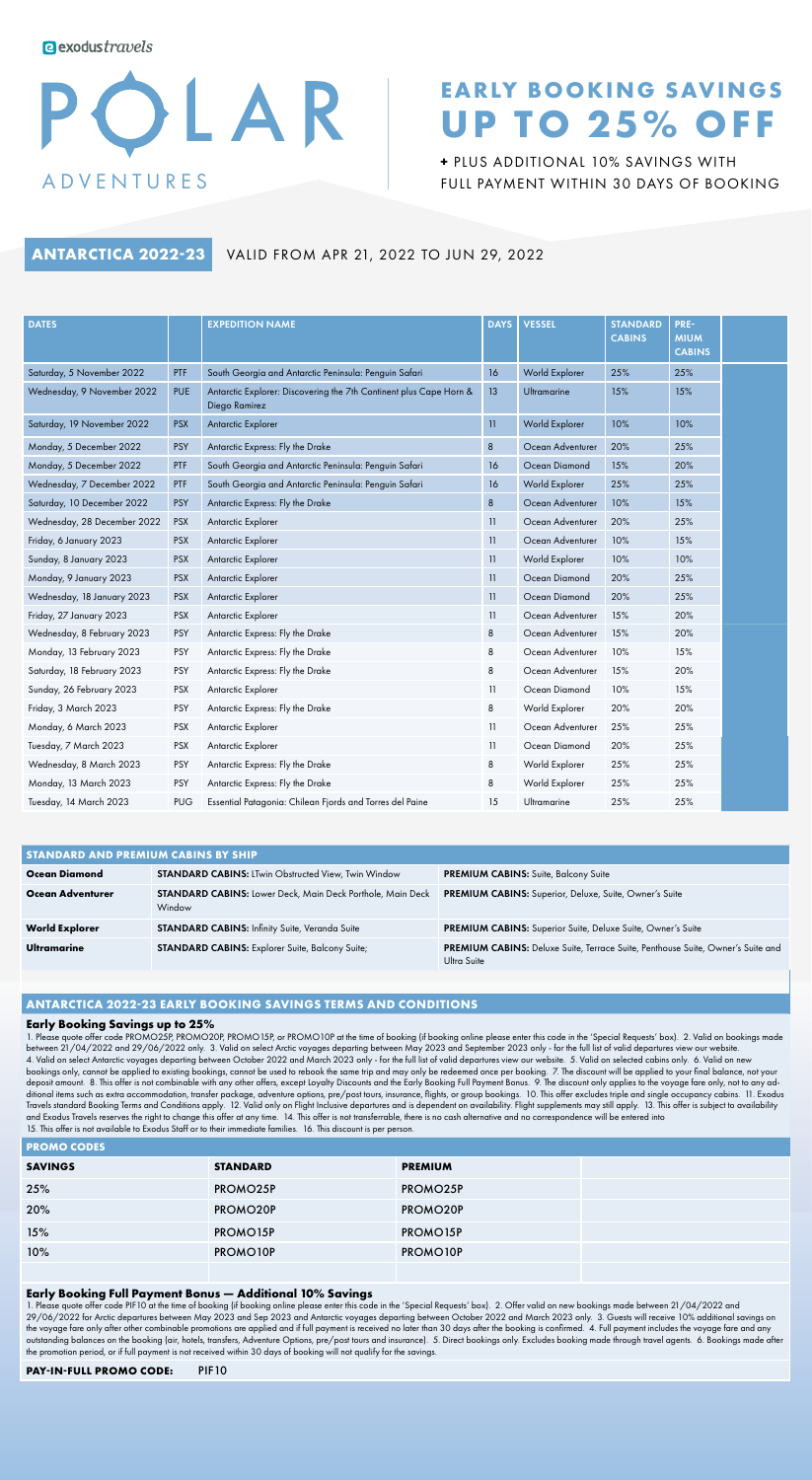exodus*travels*

# POLAR ADVENTURES

# EARLY BOOKING SAVINGS UP TO 25% OFF

+ PLUS ADDITIONAL 10% SAVINGS WITH FULL PAYMENT WITHIN 30 DAYS OF BOOKING

## ANTARCTICA 2022-23 VALID FROM APR 21, 2022 TO JUN 29, 2022

| DATES | | EXPEDITION NAME | DAYS | VESSEL | STANDARD CABINS | PREMIUM CABINS |
|---|---|---|---|---|---|---|
| Saturday, 5 November 2022 | PTF | South Georgia and Antarctic Peninsula: Penguin Safari | 16 | World Explorer | 25% | 25% |
| Wednesday, 9 November 2022 | PUE | Antarctic Explorer: Discovering the 7th Continent plus Cape Horn & Diego Ramirez | 13 | Ultramarine | 15% | 15% |
| Saturday, 19 November 2022 | PSX | Antarctic Explorer | 11 | World Explorer | 10% | 10% |
| Monday, 5 December 2022 | PSY | Antarctic Express: Fly the Drake | 8 | Ocean Adventurer | 20% | 25% |
| Monday, 5 December 2022 | PTF | South Georgia and Antarctic Peninsula: Penguin Safari | 16 | Ocean Diamond | 15% | 20% |
| Wednesday, 7 December 2022 | PTF | South Georgia and Antarctic Peninsula: Penguin Safari | 16 | World Explorer | 25% | 25% |
| Saturday, 10 December 2022 | PSY | Antarctic Express: Fly the Drake | 8 | Ocean Adventurer | 10% | 15% |
| Wednesday, 28 December 2022 | PSX | Antarctic Explorer | 11 | Ocean Adventurer | 20% | 25% |
| Friday, 6 January 2023 | PSX | Antarctic Explorer | 11 | Ocean Adventurer | 10% | 15% |
| Sunday, 8 January 2023 | PSX | Antarctic Explorer | 11 | World Explorer | 10% | 10% |
| Monday, 9 January 2023 | PSX | Antarctic Explorer | 11 | Ocean Diamond | 20% | 25% |
| Wednesday, 18 January 2023 | PSX | Antarctic Explorer | 11 | Ocean Diamond | 20% | 25% |
| Friday, 27 January 2023 | PSX | Antarctic Explorer | 11 | Ocean Adventurer | 15% | 20% |
| Wednesday, 8 February 2023 | PSY | Antarctic Express: Fly the Drake | 8 | Ocean Adventurer | 15% | 20% |
| Monday, 13 February 2023 | PSY | Antarctic Express: Fly the Drake | 8 | Ocean Adventurer | 10% | 15% |
| Saturday, 18 February 2023 | PSY | Antarctic Express: Fly the Drake | 8 | Ocean Adventurer | 15% | 20% |
| Sunday, 26 February 2023 | PSX | Antarctic Explorer | 11 | Ocean Diamond | 10% | 15% |
| Friday, 3 March 2023 | PSY | Antarctic Express: Fly the Drake | 8 | World Explorer | 20% | 20% |
| Monday, 6 March 2023 | PSX | Antarctic Explorer | 11 | Ocean Adventurer | 25% | 25% |
| Tuesday, 7 March 2023 | PSX | Antarctic Explorer | 11 | Ocean Diamond | 20% | 25% |
| Wednesday, 8 March 2023 | PSY | Antarctic Express: Fly the Drake | 8 | World Explorer | 25% | 25% |
| Monday, 13 March 2023 | PSY | Antarctic Express: Fly the Drake | 8 | World Explorer | 25% | 25% |
| Tuesday, 14 March 2023 | PUG | Essential Patagonia: Chilean Fjords and Torres del Paine | 15 | Ultramarine | 25% | 25% |

### STANDARD AND PREMIUM CABINS BY SHIP

| | | |
|---|---|---|
| **Ocean Diamond** | **STANDARD CABINS:** LTwin Obstructed View, Twin Window | **PREMIUM CABINS:** Suite, Balcony Suite |
| **Ocean Adventurer** | **STANDARD CABINS:** Lower Deck, Main Deck Porthole, Main Deck Window | **PREMIUM CABINS:** Superior, Deluxe, Suite, Owner's Suite |
| **World Explorer** | **STANDARD CABINS:** Infinity Suite, Veranda Suite | **PREMIUM CABINS:** Superior Suite, Deluxe Suite, Owner's Suite |
| **Ultramarine** | **STANDARD CABINS:** Explorer Suite, Balcony Suite; | **PREMIUM CABINS:** Deluxe Suite, Terrace Suite, Penthouse Suite, Owner's Suite and Ultra Suite |

### ANTARCTICA 2022-23 EARLY BOOKING SAVINGS TERMS AND CONDITIONS

**Early Booking Savings up to 25%**

1. Please quote offer code PROMO25P, PROMO20P, PROMO15P, or PROMO10P at the time of booking (if booking online please enter this code in the 'Special Requests' box). 2. Valid on bookings made between 21/04/2022 and 29/06/2022 only. 3. Valid on select Arctic voyages departing between May 2023 and September 2023 only - for the full list of valid departures view our website. 4. Valid on select Antarctic voyages departing between October 2022 and March 2023 only - for the full list of valid departures view our website. 5. Valid on selected cabins only. 6. Valid on new bookings only, cannot be applied to existing bookings, cannot be used to rebook the same trip and may only be redeemed once per booking. 7. The discount will be applied to your final balance, not your deposit amount. 8. This offer is not combinable with any other offers, except Loyalty Discounts and the Early Booking Full Payment Bonus. 9. The discount only applies to the voyage fare only, not to any additional items such as extra accommodation, transfer package, adventure options, pre/post tours, insurance, flights, or group bookings. 10. This offer excludes triple and single occupancy cabins. 11. Exodus Travels standard Booking Terms and Conditions apply. 12. Valid only on Flight Inclusive departures and is dependent on availability. Flight supplements may still apply. 13. This offer is subject to availability and Exodus Travels reserves the right to change this offer at any time. 14. This offer is not transferrable, there is no cash alternative and no correspondence will be entered into 15. This offer is not available to Exodus Staff or to their immediate families. 16. This discount is per person.

### PROMO CODES

| SAVINGS | STANDARD | PREMIUM |
|---|---|---|
| 25% | PROMO25P | PROMO25P |
| 20% | PROMO20P | PROMO20P |
| 15% | PROMO15P | PROMO15P |
| 10% | PROMO10P | PROMO10P |

**Early Booking Full Payment Bonus — Additional 10% Savings**

1. Please quote offer code PIF10 at the time of booking (if booking online please enter this code in the 'Special Requests' box). 2. Offer valid on new bookings made between 21/04/2022 and 29/06/2022 for Arctic departures between May 2023 and Sep 2023 and Antarctic voyages departing between October 2022 and March 2023 only. 3. Guests will receive 10% additional savings on the voyage fare only after other combinable promotions are applied and if full payment is received no later than 30 days after the booking is confirmed. 4. Full payment includes the voyage fare and any outstanding balances on the booking (air, hotels, transfers, Adventure Options, pre/post tours and insurance). 5. Direct bookings only. Excludes booking made through travel agents. 6. Bookings made after the promotion period, or if full payment is not received within 30 days of booking will not qualify for the savings.

**PAY-IN-FULL PROMO CODE:** PIF10